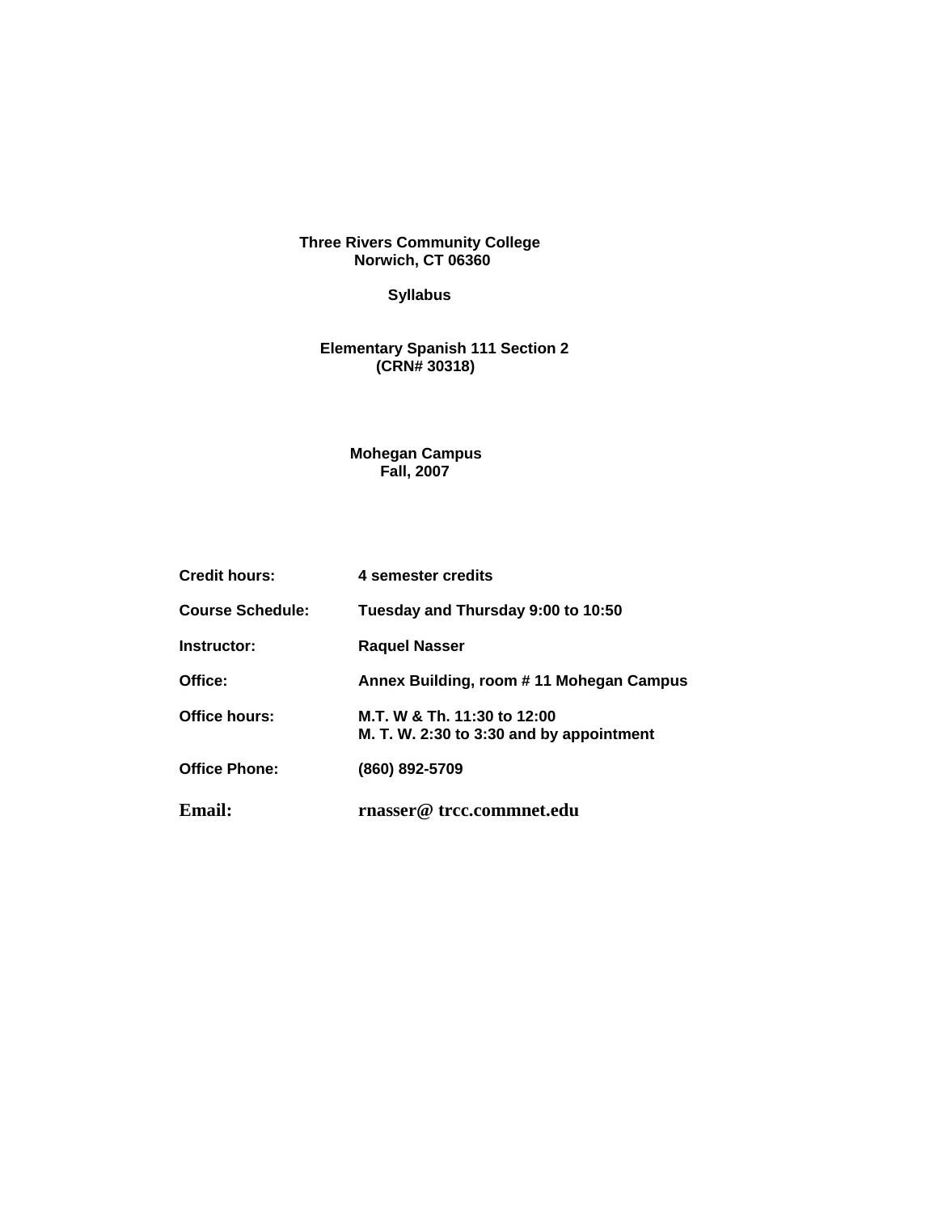**Three Rivers Community College**
**Norwich, CT 06360**

**Syllabus**

**Elementary Spanish 111 Section 2**
**(CRN# 30318)**

**Mohegan Campus**
**Fall, 2007**

| | |
|---|---|
| **Credit hours:** | **4 semester credits** |
| **Course Schedule:** | **Tuesday and Thursday 9:00 to 10:50** |
| **Instructor:** | **Raquel Nasser** |
| **Office:** | **Annex Building, room # 11 Mohegan Campus** |
| **Office hours:** | **M.T. W & Th. 11:30 to 12:00**<br>**M. T. W. 2:30 to 3:30 and by appointment** |
| **Office Phone:** | **(860) 892-5709** |
| **Email:** | **rnasser@ trcc.commnet.edu** |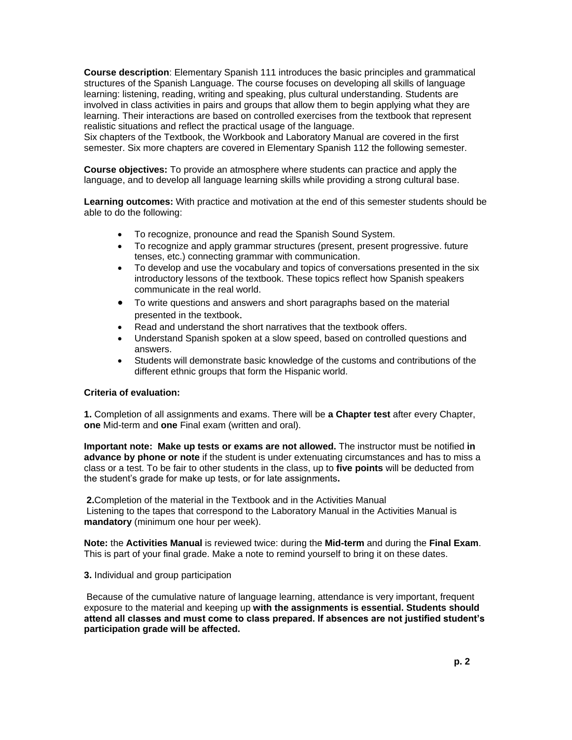**Course description**: Elementary Spanish 111 introduces the basic principles and grammatical structures of the Spanish Language. The course focuses on developing all skills of language learning: listening, reading, writing and speaking, plus cultural understanding. Students are involved in class activities in pairs and groups that allow them to begin applying what they are learning. Their interactions are based on controlled exercises from the textbook that represent realistic situations and reflect the practical usage of the language.
Six chapters of the Textbook, the Workbook and Laboratory Manual are covered in the first semester. Six more chapters are covered in Elementary Spanish 112 the following semester.

**Course objectives:** To provide an atmosphere where students can practice and apply the language, and to develop all language learning skills while providing a strong cultural base.

**Learning outcomes:** With practice and motivation at the end of this semester students should be able to do the following:

- To recognize, pronounce and read the Spanish Sound System.
- To recognize and apply grammar structures (present, present progressive. future tenses, etc.) connecting grammar with communication.
- To develop and use the vocabulary and topics of conversations presented in the six introductory lessons of the textbook. These topics reflect how Spanish speakers communicate in the real world.
- To write questions and answers and short paragraphs based on the material presented in the textbook.
- Read and understand the short narratives that the textbook offers.
- Understand Spanish spoken at a slow speed, based on controlled questions and answers.
- Students will demonstrate basic knowledge of the customs and contributions of the different ethnic groups that form the Hispanic world.

**Criteria of evaluation:**

**1.** Completion of all assignments and exams. There will be **a Chapter test** after every Chapter, **one** Mid-term and **one** Final exam (written and oral).

**Important note: Make up tests or exams are not allowed.** The instructor must be notified **in advance by phone or note** if the student is under extenuating circumstances and has to miss a class or a test. To be fair to other students in the class, up to **five points** will be deducted from the student's grade for make up tests, or for late assignments**.**

**2.**Completion of the material in the Textbook and in the Activities Manual
Listening to the tapes that correspond to the Laboratory Manual in the Activities Manual is **mandatory** (minimum one hour per week).

**Note:** the **Activities Manual** is reviewed twice: during the **Mid-term** and during the **Final Exam**. This is part of your final grade. Make a note to remind yourself to bring it on these dates.

**3.** Individual and group participation

Because of the cumulative nature of language learning, attendance is very important, frequent exposure to the material and keeping up **with the assignments is essential. Students should attend all classes and must come to class prepared. If absences are not justified student's participation grade will be affected.**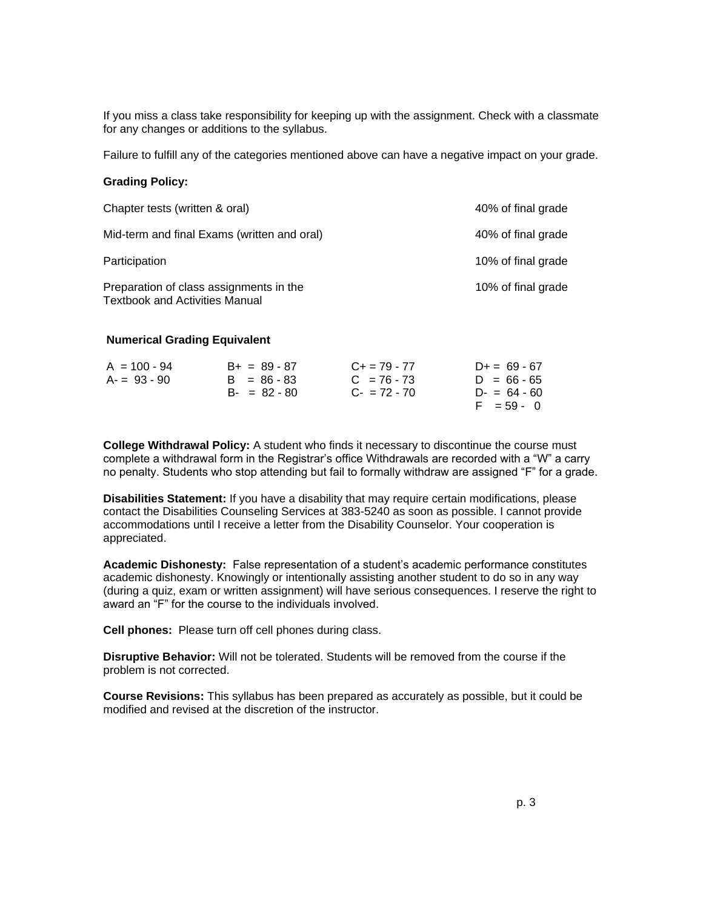If you miss a class take responsibility for keeping up with the assignment. Check with a classmate for any changes or additions to the syllabus.

Failure to fulfill any of the categories mentioned above can have a negative impact on your grade.

**Grading Policy:**

| | |
|---|---|
| Chapter tests (written & oral) | 40% of final grade |
| Mid-term and final Exams (written and oral) | 40% of final grade |
| Participation | 10% of final grade |
| Preparation of class assignments in the Textbook and Activities Manual | 10% of final grade |

**Numerical Grading Equivalent**

| | | | |
|---|---|---|---|
| A = 100 - 94 | B+ = 89 - 87 | C+ = 79 - 77 | D+ = 69 - 67 |
| A- = 93 - 90 | B = 86 - 83 | C = 76 - 73 | D = 66 - 65 |
| | B- = 82 - 80 | C- = 72 - 70 | D- = 64 - 60 |
| | | | F = 59 - 0 |

**College Withdrawal Policy:** A student who finds it necessary to discontinue the course must complete a withdrawal form in the Registrar's office Withdrawals are recorded with a "W" a carry no penalty. Students who stop attending but fail to formally withdraw are assigned "F" for a grade.

**Disabilities Statement:** If you have a disability that may require certain modifications, please contact the Disabilities Counseling Services at 383-5240 as soon as possible. I cannot provide accommodations until I receive a letter from the Disability Counselor. Your cooperation is appreciated.

**Academic Dishonesty:** False representation of a student's academic performance constitutes academic dishonesty. Knowingly or intentionally assisting another student to do so in any way (during a quiz, exam or written assignment) will have serious consequences. I reserve the right to award an "F" for the course to the individuals involved.

**Cell phones:** Please turn off cell phones during class.

**Disruptive Behavior:** Will not be tolerated. Students will be removed from the course if the problem is not corrected.

**Course Revisions:** This syllabus has been prepared as accurately as possible, but it could be modified and revised at the discretion of the instructor.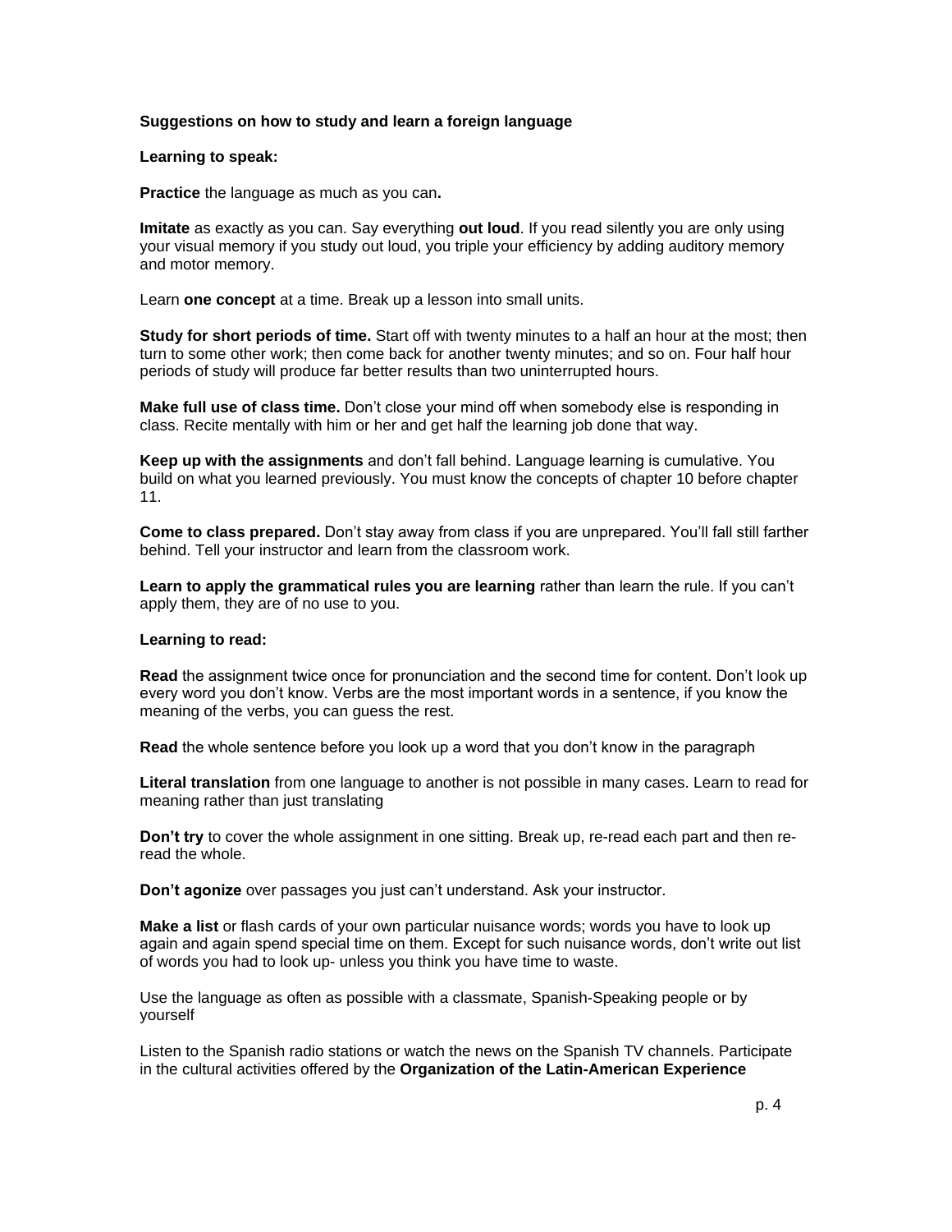**Suggestions on how to study and learn a foreign language**

**Learning to speak:**

**Practice** the language as much as you can**.**

**Imitate** as exactly as you can. Say everything **out loud**. If you read silently you are only using your visual memory if you study out loud, you triple your efficiency by adding auditory memory and motor memory.

Learn **one concept** at a time. Break up a lesson into small units.

**Study for short periods of time.** Start off with twenty minutes to a half an hour at the most; then turn to some other work; then come back for another twenty minutes; and so on. Four half hour periods of study will produce far better results than two uninterrupted hours.

**Make full use of class time.** Don't close your mind off when somebody else is responding in class. Recite mentally with him or her and get half the learning job done that way.

**Keep up with the assignments** and don't fall behind. Language learning is cumulative. You build on what you learned previously. You must know the concepts of chapter 10 before chapter 11.

**Come to class prepared.** Don't stay away from class if you are unprepared. You'll fall still farther behind. Tell your instructor and learn from the classroom work.

**Learn to apply the grammatical rules you are learning** rather than learn the rule. If you can't apply them, they are of no use to you.

**Learning to read:**

**Read** the assignment twice once for pronunciation and the second time for content. Don't look up every word you don't know. Verbs are the most important words in a sentence, if you know the meaning of the verbs, you can guess the rest.

**Read** the whole sentence before you look up a word that you don't know in the paragraph

**Literal translation** from one language to another is not possible in many cases. Learn to read for meaning rather than just translating

**Don't try** to cover the whole assignment in one sitting. Break up, re-read each part and then re-read the whole.

**Don't agonize** over passages you just can't understand. Ask your instructor.

**Make a list** or flash cards of your own particular nuisance words; words you have to look up again and again spend special time on them. Except for such nuisance words, don't write out list of words you had to look up- unless you think you have time to waste.

Use the language as often as possible with a classmate, Spanish-Speaking people or by yourself

Listen to the Spanish radio stations or watch the news on the Spanish TV channels. Participate in the cultural activities offered by the **Organization of the Latin-American Experience**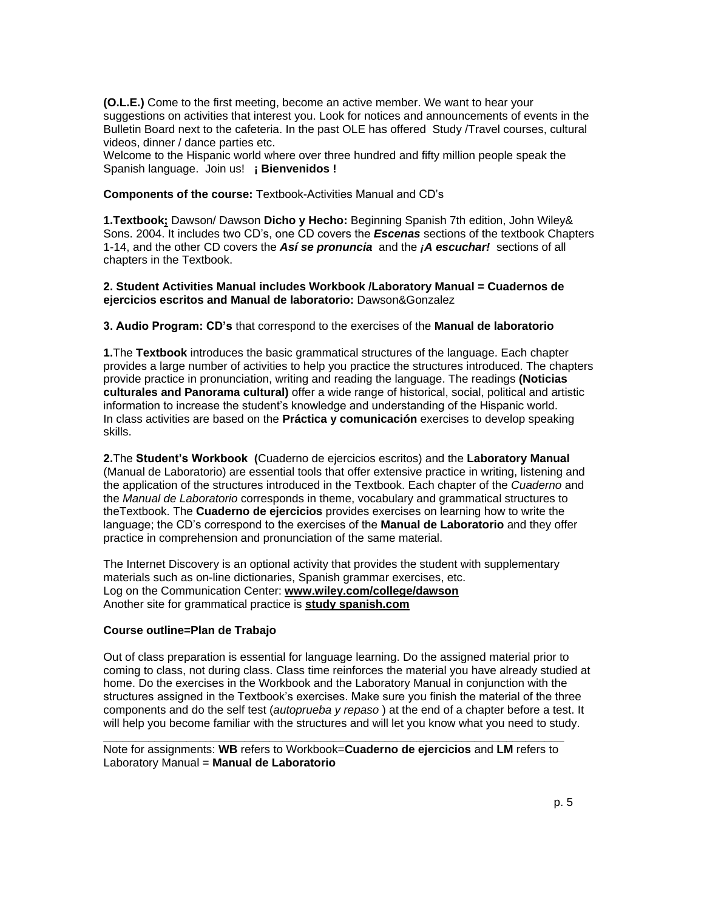**(O.L.E.)** Come to the first meeting, become an active member. We want to hear your suggestions on activities that interest you. Look for notices and announcements of events in the Bulletin Board next to the cafeteria. In the past OLE has offered Study /Travel courses, cultural videos, dinner / dance parties etc.
Welcome to the Hispanic world where over three hundred and fifty million people speak the Spanish language. Join us! **¡ Bienvenidos !**

**Components of the course:** Textbook-Activities Manual and CD's

**1.Textbook;** Dawson/ Dawson **Dicho y Hecho:** Beginning Spanish 7th edition, John Wiley& Sons. 2004. It includes two CD's, one CD covers the ***Escenas*** sections of the textbook Chapters 1-14, and the other CD covers the ***Así se pronuncia*** and the ***¡A escuchar!*** sections of all chapters in the Textbook.

**2. Student Activities Manual includes Workbook /Laboratory Manual = Cuadernos de ejercicios escritos and Manual de laboratorio:** Dawson&Gonzalez

**3. Audio Program: CD's** that correspond to the exercises of the **Manual de laboratorio**

**1.**The **Textbook** introduces the basic grammatical structures of the language. Each chapter provides a large number of activities to help you practice the structures introduced. The chapters provide practice in pronunciation, writing and reading the language. The readings **(Noticias culturales and Panorama cultural)** offer a wide range of historical, social, political and artistic information to increase the student's knowledge and understanding of the Hispanic world.
In class activities are based on the **Práctica y comunicación** exercises to develop speaking skills.

**2.**The **Student's Workbook (**Cuaderno de ejercicios escritos) and the **Laboratory Manual** (Manual de Laboratorio) are essential tools that offer extensive practice in writing, listening and the application of the structures introduced in the Textbook. Each chapter of the *Cuaderno* and the *Manual de Laboratorio* corresponds in theme, vocabulary and grammatical structures to theTextbook. The **Cuaderno de ejercicios** provides exercises on learning how to write the language; the CD's correspond to the exercises of the **Manual de Laboratorio** and they offer practice in comprehension and pronunciation of the same material.

The Internet Discovery is an optional activity that provides the student with supplementary materials such as on-line dictionaries, Spanish grammar exercises, etc.
Log on the Communication Center: **www.wiley.com/college/dawson**
Another site for grammatical practice is **study spanish.com**

**Course outline=Plan de Trabajo**

Out of class preparation is essential for language learning. Do the assigned material prior to coming to class, not during class. Class time reinforces the material you have already studied at home. Do the exercises in the Workbook and the Laboratory Manual in conjunction with the structures assigned in the Textbook's exercises. Make sure you finish the material of the three components and do the self test (*autoprueba y repaso* ) at the end of a chapter before a test. It will help you become familiar with the structures and will let you know what you need to study.

---

Note for assignments: **WB** refers to Workbook=**Cuaderno de ejercicios** and **LM** refers to Laboratory Manual = **Manual de Laboratorio**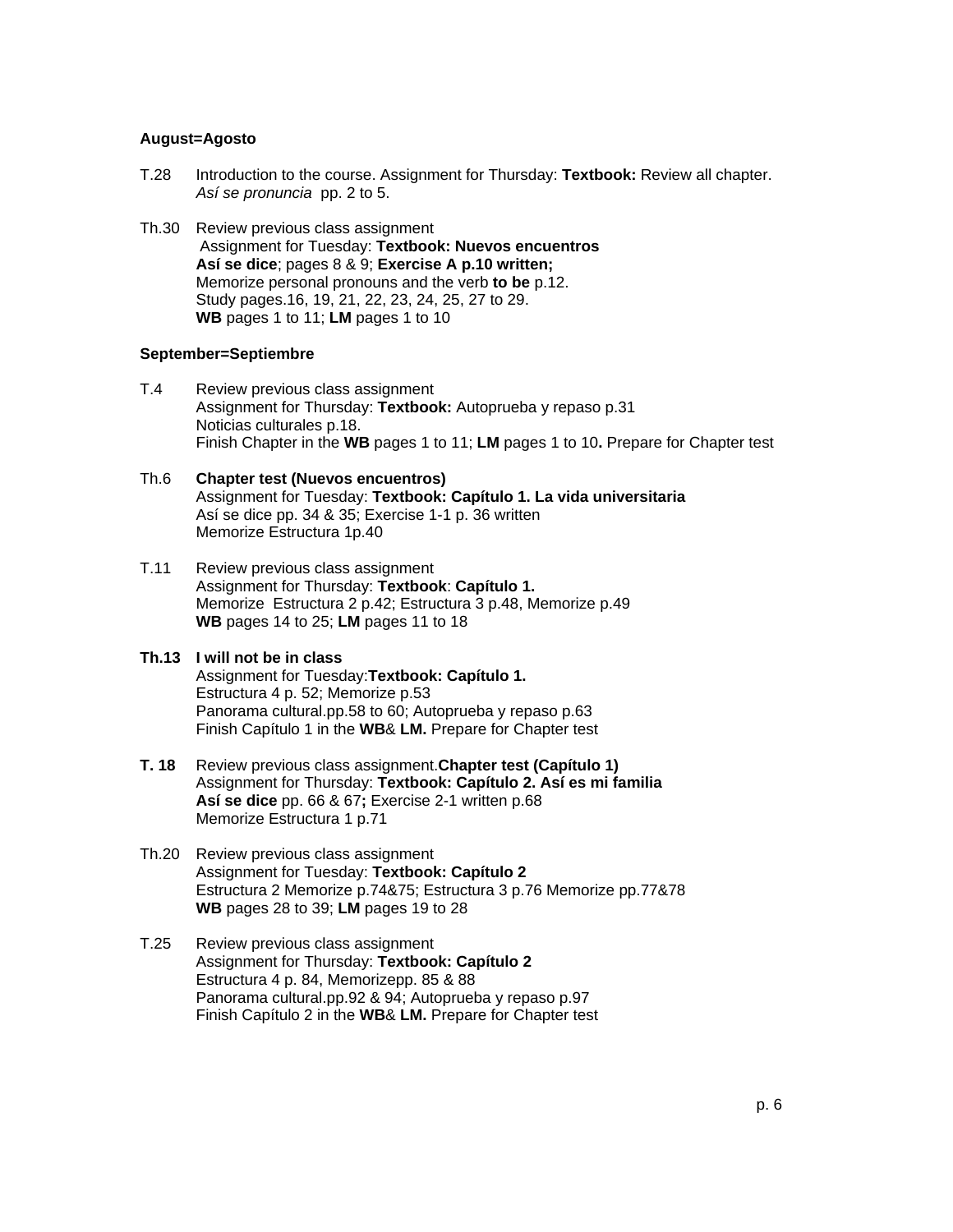**August=Agosto**

T.28 Introduction to the course. Assignment for Thursday: **Textbook:** Review all chapter.
*Así se pronuncia* pp. 2 to 5.

Th.30 Review previous class assignment
Assignment for Tuesday: **Textbook: Nuevos encuentros**
**Así se dice**; pages 8 & 9; **Exercise A p.10 written;**
Memorize personal pronouns and the verb **to be** p.12.
Study pages.16, 19, 21, 22, 23, 24, 25, 27 to 29.
**WB** pages 1 to 11; **LM** pages 1 to 10

**September=Septiembre**

T.4 Review previous class assignment
Assignment for Thursday: **Textbook:** Autoprueba y repaso p.31
Noticias culturales p.18.
Finish Chapter in the **WB** pages 1 to 11; **LM** pages 1 to 10**.** Prepare for Chapter test

Th.6 **Chapter test (Nuevos encuentros)**
Assignment for Tuesday: **Textbook: Capítulo 1. La vida universitaria**
Así se dice pp. 34 & 35; Exercise 1-1 p. 36 written
Memorize Estructura 1p.40

T.11 Review previous class assignment
Assignment for Thursday: **Textbook**: **Capítulo 1.**
Memorize Estructura 2 p.42; Estructura 3 p.48, Memorize p.49
**WB** pages 14 to 25; **LM** pages 11 to 18

**Th.13 I will not be in class**
Assignment for Tuesday:**Textbook: Capítulo 1.**
Estructura 4 p. 52; Memorize p.53
Panorama cultural.pp.58 to 60; Autoprueba y repaso p.63
Finish Capítulo 1 in the **WB**& **LM.** Prepare for Chapter test

**T. 18** Review previous class assignment.**Chapter test (Capítulo 1)**
Assignment for Thursday: **Textbook: Capítulo 2. Así es mi familia**
**Así se dice** pp. 66 & 67**;** Exercise 2-1 written p.68
Memorize Estructura 1 p.71

Th.20 Review previous class assignment
Assignment for Tuesday: **Textbook: Capítulo 2**
Estructura 2 Memorize p.74&75; Estructura 3 p.76 Memorize pp.77&78
**WB** pages 28 to 39; **LM** pages 19 to 28

T.25 Review previous class assignment
Assignment for Thursday: **Textbook: Capítulo 2**
Estructura 4 p. 84, Memorizepp. 85 & 88
Panorama cultural.pp.92 & 94; Autoprueba y repaso p.97
Finish Capítulo 2 in the **WB**& **LM.** Prepare for Chapter test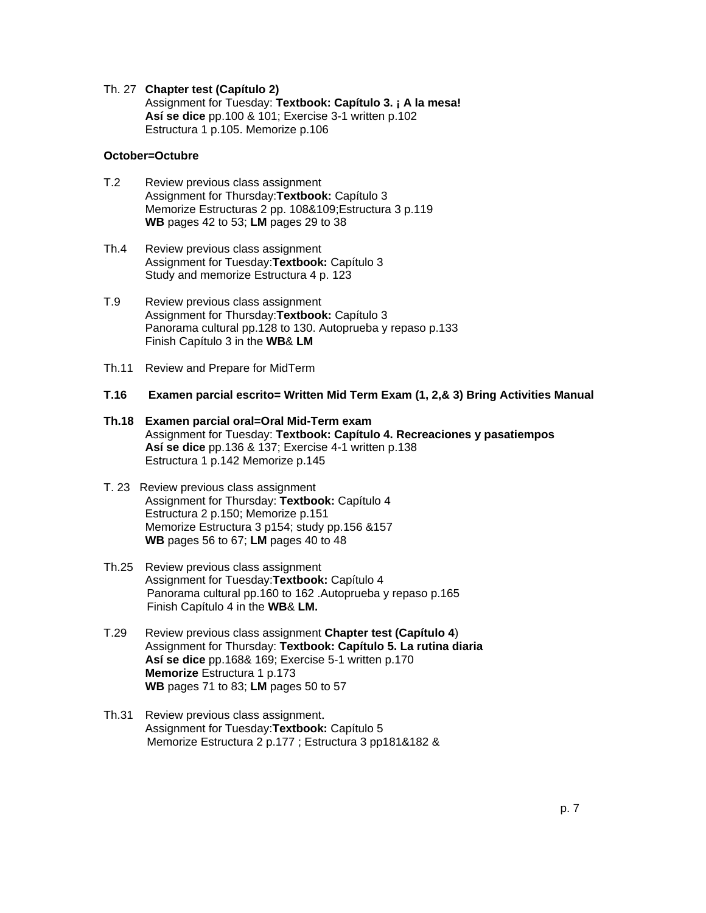Th. 27 **Chapter test (Capítulo 2)**
Assignment for Tuesday: **Textbook: Capítulo 3. ¡ A la mesa!**
**Así se dice** pp.100 & 101; Exercise 3-1 written p.102
Estructura 1 p.105. Memorize p.106

**October=Octubre**

T.2 Review previous class assignment
Assignment for Thursday:**Textbook:** Capítulo 3
Memorize Estructuras 2 pp. 108&109;Estructura 3 p.119
**WB** pages 42 to 53; **LM** pages 29 to 38

Th.4 Review previous class assignment
Assignment for Tuesday:**Textbook:** Capítulo 3
Study and memorize Estructura 4 p. 123

T.9 Review previous class assignment
Assignment for Thursday:**Textbook:** Capítulo 3
Panorama cultural pp.128 to 130. Autoprueba y repaso p.133
Finish Capítulo 3 in the **WB**& **LM**

Th.11 Review and Prepare for MidTerm

**T.16 Examen parcial escrito= Written Mid Term Exam (1, 2,& 3) Bring Activities Manual**

**Th.18 Examen parcial oral=Oral Mid-Term exam**
Assignment for Tuesday: **Textbook: Capítulo 4. Recreaciones y pasatiempos**
**Así se dice** pp.136 & 137; Exercise 4-1 written p.138
Estructura 1 p.142 Memorize p.145

T. 23 Review previous class assignment
Assignment for Thursday: **Textbook:** Capítulo 4
Estructura 2 p.150; Memorize p.151
Memorize Estructura 3 p154; study pp.156 &157
**WB** pages 56 to 67; **LM** pages 40 to 48

Th.25 Review previous class assignment
Assignment for Tuesday:**Textbook:** Capítulo 4
Panorama cultural pp.160 to 162 .Autoprueba y repaso p.165
Finish Capítulo 4 in the **WB**& **LM.**

T.29 Review previous class assignment **Chapter test (Capítulo 4**)
Assignment for Thursday: **Textbook: Capítulo 5. La rutina diaria**
**Así se dice** pp.168& 169; Exercise 5-1 written p.170
**Memorize** Estructura 1 p.173
**WB** pages 71 to 83; **LM** pages 50 to 57

Th.31 Review previous class assignment**.**
Assignment for Tuesday:**Textbook:** Capítulo 5
Memorize Estructura 2 p.177 ; Estructura 3 pp181&182 &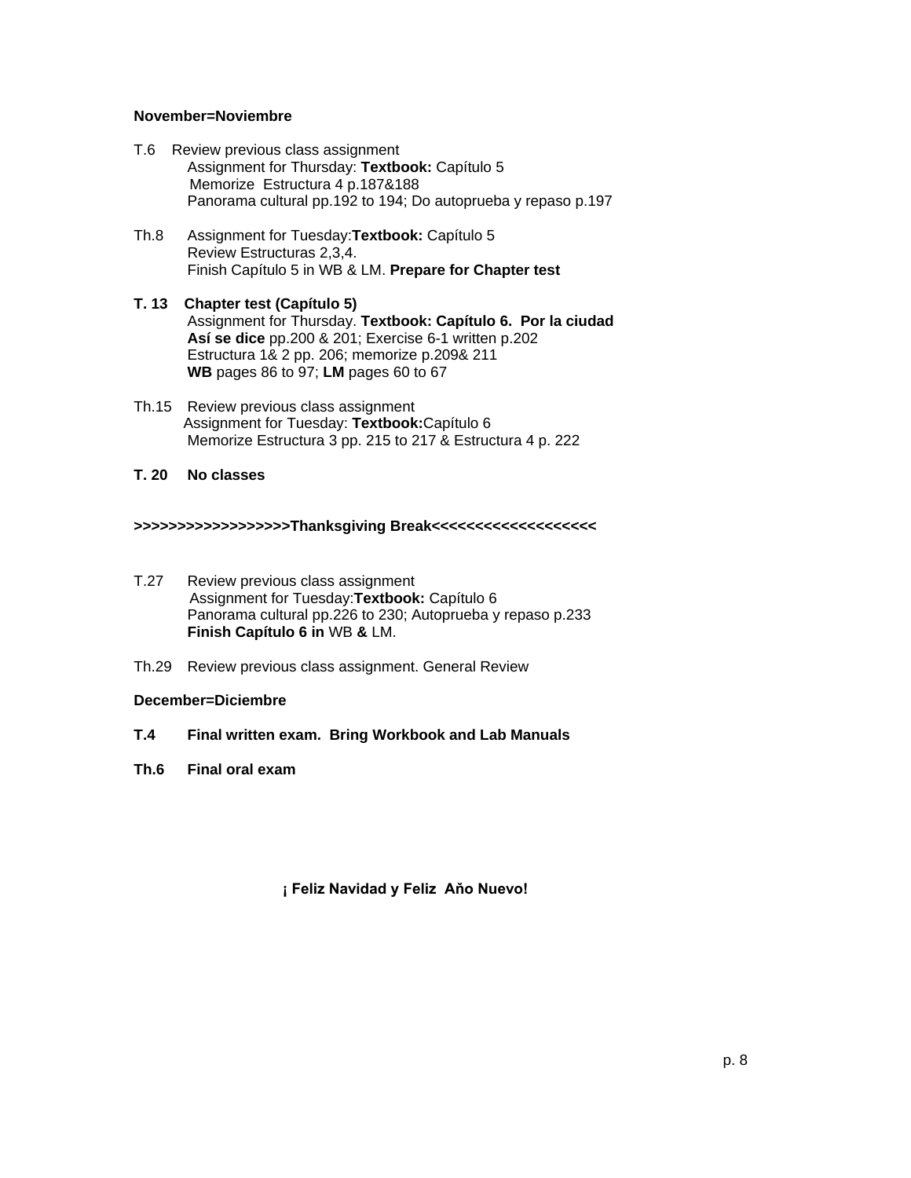**November=Noviembre**

T.6 Review previous class assignment
Assignment for Thursday: **Textbook:** Capítulo 5
Memorize Estructura 4 p.187&188
Panorama cultural pp.192 to 194; Do autoprueba y repaso p.197

Th.8 Assignment for Tuesday:**Textbook:** Capítulo 5
Review Estructuras 2,3,4.
Finish Capítulo 5 in WB & LM. **Prepare for Chapter test**

**T. 13 Chapter test (Capítulo 5)**
Assignment for Thursday. **Textbook: Capítulo 6. Por la ciudad**
**Así se dice** pp.200 & 201; Exercise 6-1 written p.202
Estructura 1& 2 pp. 206; memorize p.209& 211
**WB** pages 86 to 97; **LM** pages 60 to 67

Th.15 Review previous class assignment
Assignment for Tuesday: **Textbook:**Capítulo 6
Memorize Estructura 3 pp. 215 to 217 & Estructura 4 p. 222

**T. 20 No classes**

**>>>>>>>>>>>>>>>>>Thanksgiving Break<<<<<<<<<<<<<<<<<<**

T.27 Review previous class assignment
Assignment for Tuesday:**Textbook:** Capítulo 6
Panorama cultural pp.226 to 230; Autoprueba y repaso p.233
**Finish Capítulo 6 in** WB **&** LM.

Th.29 Review previous class assignment. General Review

**December=Diciembre**

**T.4 Final written exam. Bring Workbook and Lab Manuals**

**Th.6 Final oral exam**

**¡ Feliz Navidad y Feliz Aňo Nuevo!**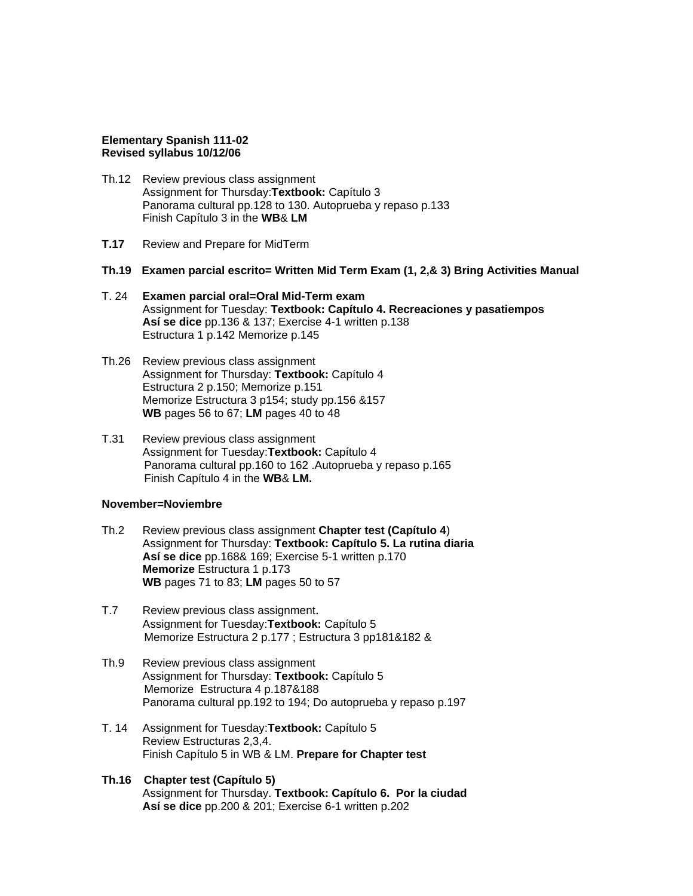**Elementary Spanish 111-02**
**Revised syllabus 10/12/06**

Th.12 Review previous class assignment
Assignment for Thursday:**Textbook:** Capítulo 3
Panorama cultural pp.128 to 130. Autoprueba y repaso p.133
Finish Capítulo 3 in the **WB**& **LM**

**T.17** Review and Prepare for MidTerm

**Th.19 Examen parcial escrito= Written Mid Term Exam (1, 2,& 3) Bring Activities Manual**

T. 24 **Examen parcial oral=Oral Mid-Term exam**
Assignment for Tuesday: **Textbook: Capítulo 4. Recreaciones y pasatiempos**
**Así se dice** pp.136 & 137; Exercise 4-1 written p.138
Estructura 1 p.142 Memorize p.145

Th.26 Review previous class assignment
Assignment for Thursday: **Textbook:** Capítulo 4
Estructura 2 p.150; Memorize p.151
Memorize Estructura 3 p154; study pp.156 &157
**WB** pages 56 to 67; **LM** pages 40 to 48

T.31 Review previous class assignment
Assignment for Tuesday:**Textbook:** Capítulo 4
Panorama cultural pp.160 to 162 .Autoprueba y repaso p.165
Finish Capítulo 4 in the **WB**& **LM.**

**November=Noviembre**

Th.2 Review previous class assignment **Chapter test (Capítulo 4**)
Assignment for Thursday: **Textbook: Capítulo 5. La rutina diaria**
**Así se dice** pp.168& 169; Exercise 5-1 written p.170
**Memorize** Estructura 1 p.173
**WB** pages 71 to 83; **LM** pages 50 to 57

T.7 Review previous class assignment**.**
Assignment for Tuesday:**Textbook:** Capítulo 5
Memorize Estructura 2 p.177 ; Estructura 3 pp181&182 &

Th.9 Review previous class assignment
Assignment for Thursday: **Textbook:** Capítulo 5
Memorize Estructura 4 p.187&188
Panorama cultural pp.192 to 194; Do autoprueba y repaso p.197

T. 14 Assignment for Tuesday:**Textbook:** Capítulo 5
Review Estructuras 2,3,4.
Finish Capítulo 5 in WB & LM. **Prepare for Chapter test**

**Th.16 Chapter test (Capítulo 5)**
Assignment for Thursday. **Textbook: Capítulo 6. Por la ciudad**
**Así se dice** pp.200 & 201; Exercise 6-1 written p.202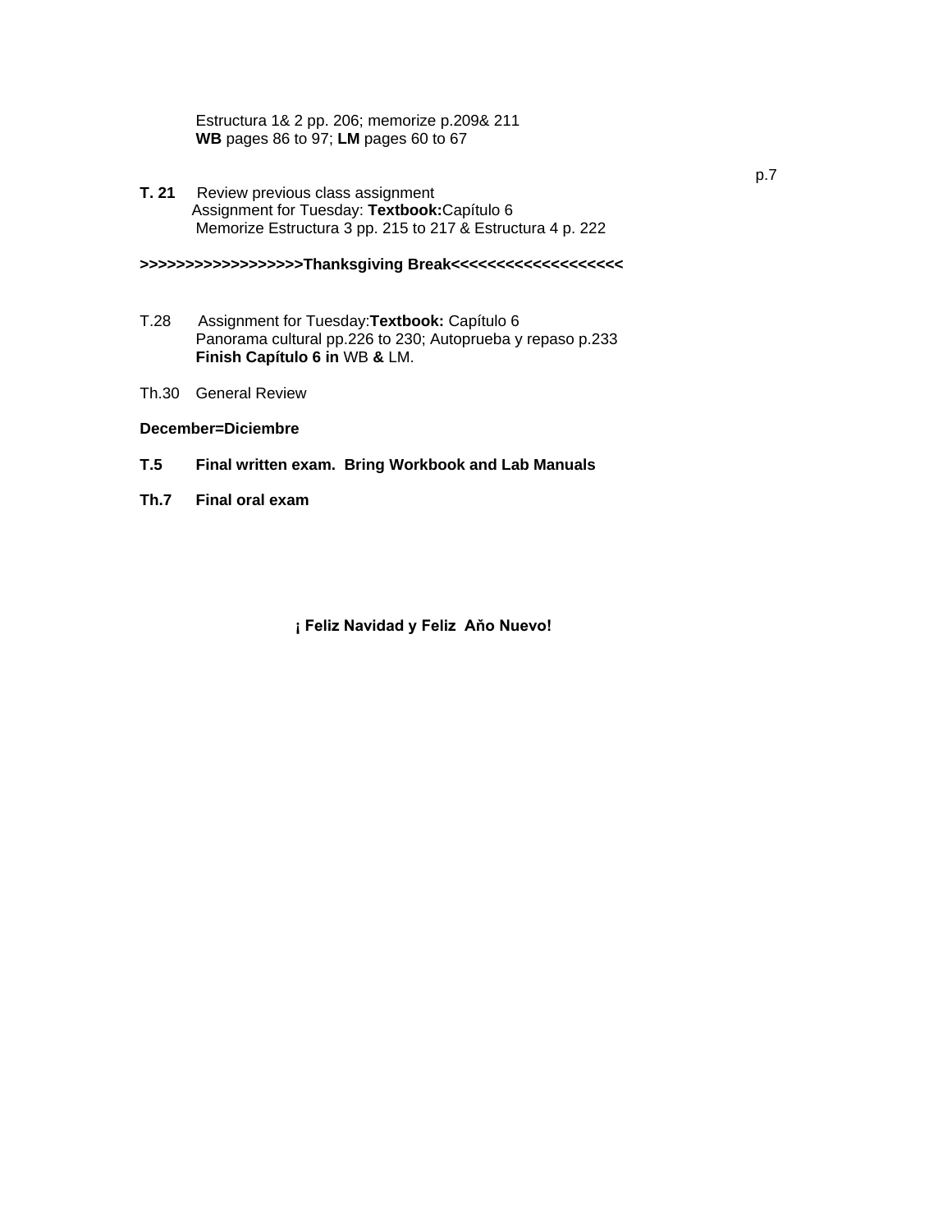Estructura 1& 2 pp. 206; memorize p.209& 211
**WB** pages 86 to 97; **LM** pages 60 to 67

**T. 21** Review previous class assignment
Assignment for Tuesday: **Textbook:**Capítulo 6
Memorize Estructura 3 pp. 215 to 217 & Estructura 4 p. 222

**>>>>>>>>>>>>>>>>>>Thanksgiving Break<<<<<<<<<<<<<<<<<<<**

T.28 Assignment for Tuesday:**Textbook:** Capítulo 6
Panorama cultural pp.226 to 230; Autoprueba y repaso p.233
**Finish Capítulo 6 in** WB **&** LM.

Th.30 General Review

**December=Diciembre**

**T.5 Final written exam. Bring Workbook and Lab Manuals**

**Th.7 Final oral exam**

**¡ Feliz Navidad y Feliz Aňo Nuevo!**